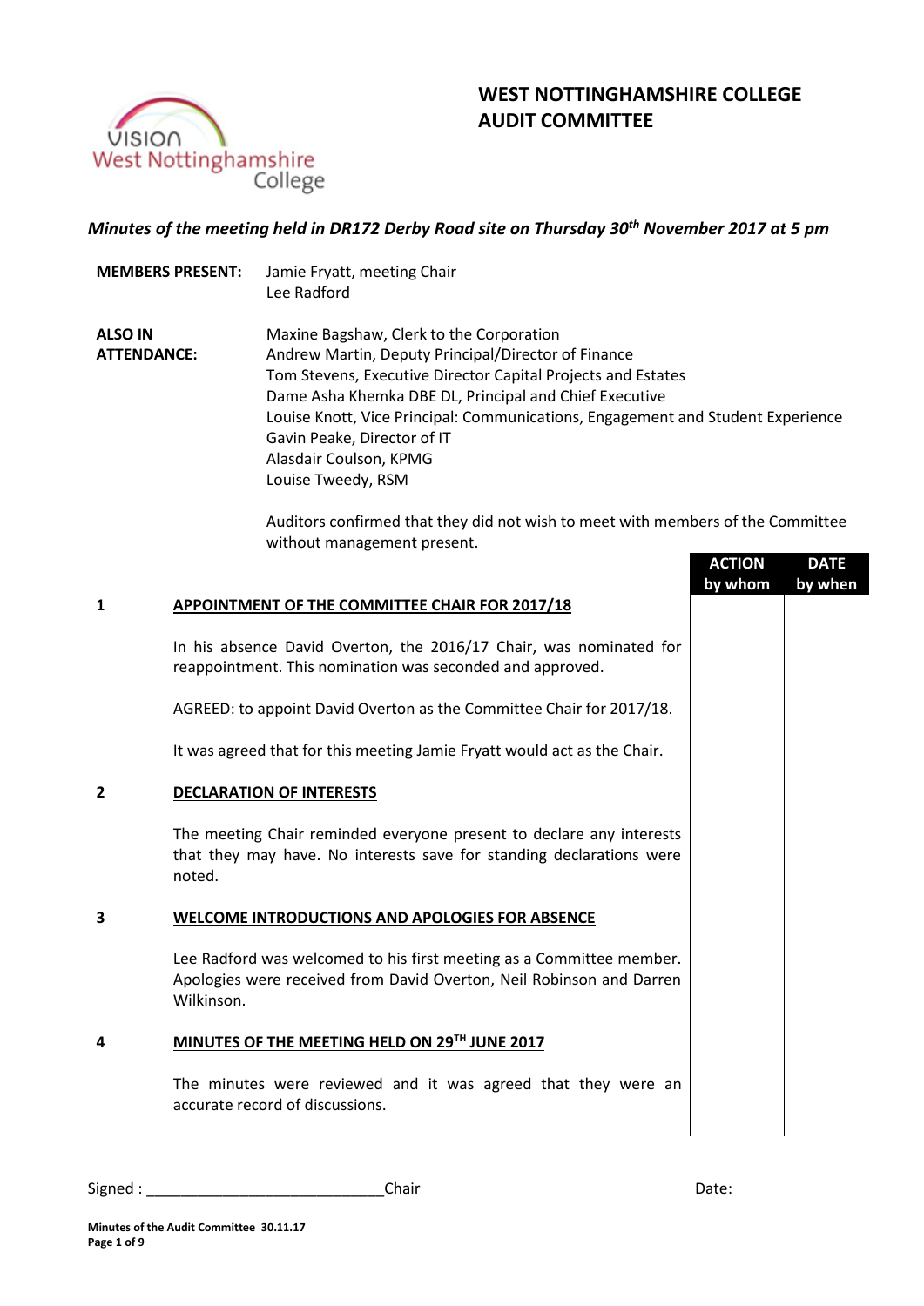# WEST NOTTINGHAMSHIRE COLLEGE AUDIT COMMITTEE

*Minutes of the meeting held in DR172 Derby Road site on Thursday 30th November 2017 at 5 pm*

**MEMBERS PRESENT:** Jamie Fryatt, meeting Chair
Lee Radford

**ALSO IN ATTENDANCE:** Maxine Bagshaw, Clerk to the Corporation
Andrew Martin, Deputy Principal/Director of Finance
Tom Stevens, Executive Director Capital Projects and Estates
Dame Asha Khemka DBE DL, Principal and Chief Executive
Louise Knott, Vice Principal: Communications, Engagement and Student Experience
Gavin Peake, Director of IT
Alasdair Coulson, KPMG
Louise Tweedy, RSM

Auditors confirmed that they did not wish to meet with members of the Committee without management present.

| | | ACTION by whom | DATE by when |
|---|---|---|---|
| **1** | **APPOINTMENT OF THE COMMITTEE CHAIR FOR 2017/18** | | |
| | In his absence David Overton, the 2016/17 Chair, was nominated for reappointment. This nomination was seconded and approved. | | |
| | AGREED: to appoint David Overton as the Committee Chair for 2017/18. | | |
| | It was agreed that for this meeting Jamie Fryatt would act as the Chair. | | |
| **2** | **DECLARATION OF INTERESTS** | | |
| | The meeting Chair reminded everyone present to declare any interests that they may have. No interests save for standing declarations were noted. | | |
| **3** | **WELCOME INTRODUCTIONS AND APOLOGIES FOR ABSENCE** | | |
| | Lee Radford was welcomed to his first meeting as a Committee member. Apologies were received from David Overton, Neil Robinson and Darren Wilkinson. | | |
| **4** | **MINUTES OF THE MEETING HELD ON 29TH JUNE 2017** | | |
| | The minutes were reviewed and it was agreed that they were an accurate record of discussions. | | |

Signed : ____________________________Chair Date: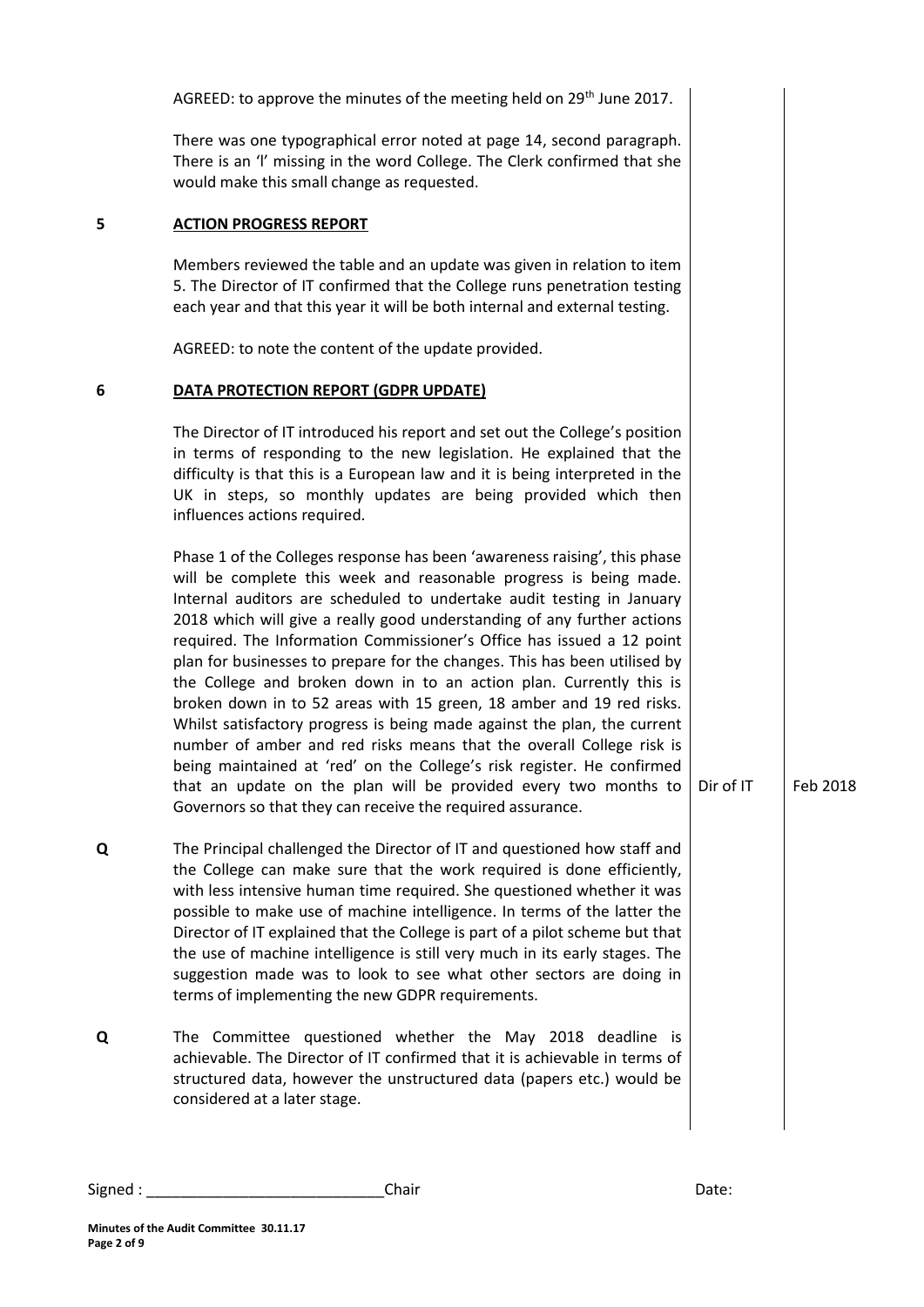AGREED: to approve the minutes of the meeting held on 29th June 2017.

There was one typographical error noted at page 14, second paragraph. There is an 'l' missing in the word College. The Clerk confirmed that she would make this small change as requested.

## 5 ACTION PROGRESS REPORT

Members reviewed the table and an update was given in relation to item 5. The Director of IT confirmed that the College runs penetration testing each year and that this year it will be both internal and external testing.

AGREED: to note the content of the update provided.

## 6 DATA PROTECTION REPORT (GDPR UPDATE)

The Director of IT introduced his report and set out the College's position in terms of responding to the new legislation. He explained that the difficulty is that this is a European law and it is being interpreted in the UK in steps, so monthly updates are being provided which then influences actions required.

Phase 1 of the Colleges response has been 'awareness raising', this phase will be complete this week and reasonable progress is being made. Internal auditors are scheduled to undertake audit testing in January 2018 which will give a really good understanding of any further actions required. The Information Commissioner's Office has issued a 12 point plan for businesses to prepare for the changes. This has been utilised by the College and broken down in to an action plan. Currently this is broken down in to 52 areas with 15 green, 18 amber and 19 red risks. Whilst satisfactory progress is being made against the plan, the current number of amber and red risks means that the overall College risk is being maintained at 'red' on the College's risk register. He confirmed that an update on the plan will be provided every two months to Governors so that they can receive the required assurance. — **Dir of IT** — **Feb 2018**

**Q** The Principal challenged the Director of IT and questioned how staff and the College can make sure that the work required is done efficiently, with less intensive human time required. She questioned whether it was possible to make use of machine intelligence. In terms of the latter the Director of IT explained that the College is part of a pilot scheme but that the use of machine intelligence is still very much in its early stages. The suggestion made was to look to see what other sectors are doing in terms of implementing the new GDPR requirements.

**Q** The Committee questioned whether the May 2018 deadline is achievable. The Director of IT confirmed that it is achievable in terms of structured data, however the unstructured data (papers etc.) would be considered at a later stage.

Signed : \_\_\_\_\_\_\_\_\_\_\_\_\_\_\_\_\_\_\_\_\_\_\_\_\_\_\_\_ Chair Date: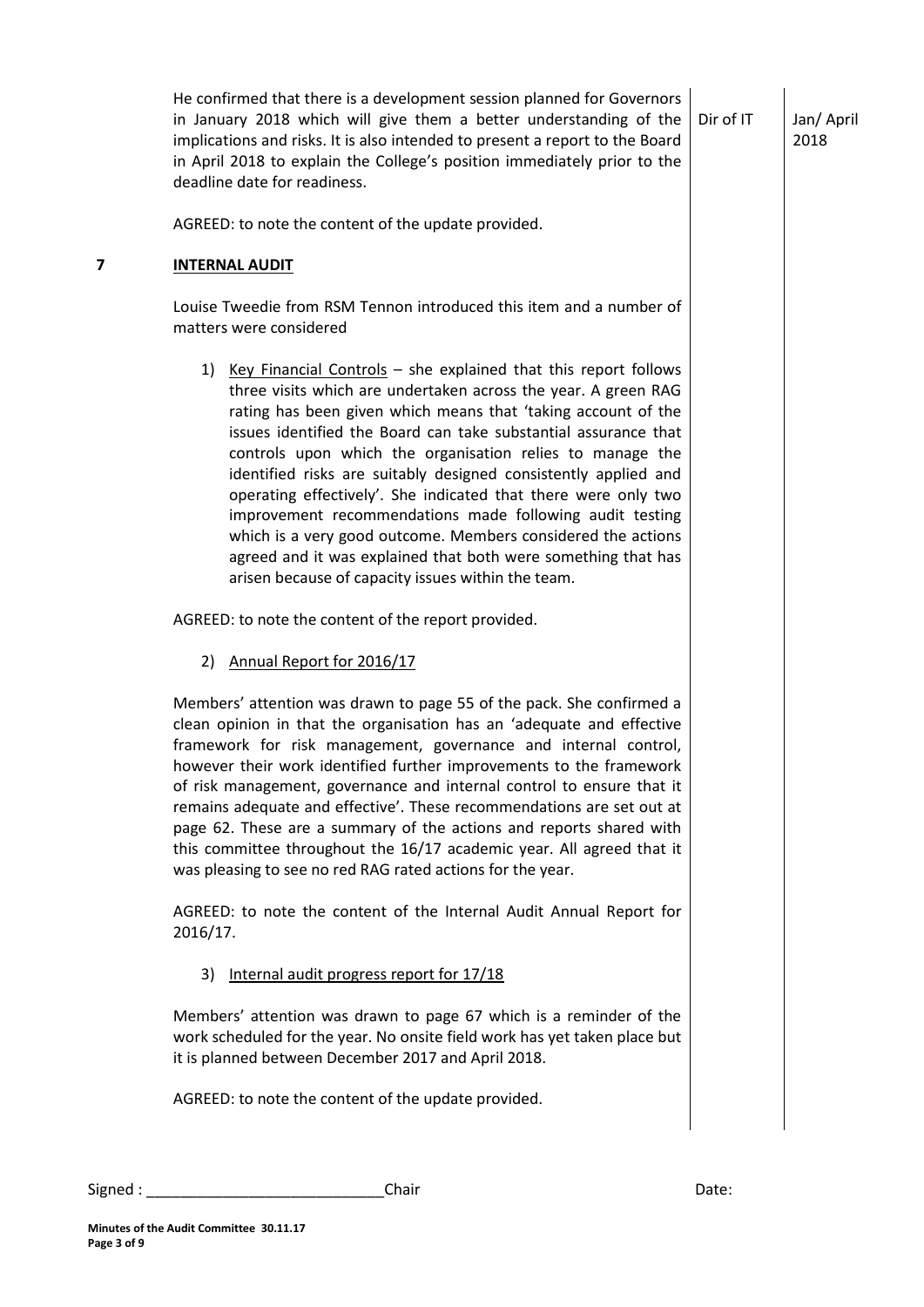| | | | |
|---|---|---|---|
| | He confirmed that there is a development session planned for Governors in January 2018 which will give them a better understanding of the implications and risks. It is also intended to present a report to the Board in April 2018 to explain the College's position immediately prior to the deadline date for readiness. | Dir of IT | Jan/ April 2018 |
| | AGREED: to note the content of the update provided. | | |
| **7** | **INTERNAL AUDIT** | | |
| | Louise Tweedie from RSM Tennon introduced this item and a number of matters were considered | | |
| | 1) Key Financial Controls – she explained that this report follows three visits which are undertaken across the year. A green RAG rating has been given which means that 'taking account of the issues identified the Board can take substantial assurance that controls upon which the organisation relies to manage the identified risks are suitably designed consistently applied and operating effectively'. She indicated that there were only two improvement recommendations made following audit testing which is a very good outcome. Members considered the actions agreed and it was explained that both were something that has arisen because of capacity issues within the team. | | |
| | AGREED: to note the content of the report provided. | | |
| | 2) Annual Report for 2016/17 | | |
| | Members' attention was drawn to page 55 of the pack. She confirmed a clean opinion in that the organisation has an 'adequate and effective framework for risk management, governance and internal control, however their work identified further improvements to the framework of risk management, governance and internal control to ensure that it remains adequate and effective'. These recommendations are set out at page 62. These are a summary of the actions and reports shared with this committee throughout the 16/17 academic year. All agreed that it was pleasing to see no red RAG rated actions for the year. | | |
| | AGREED: to note the content of the Internal Audit Annual Report for 2016/17. | | |
| | 3) Internal audit progress report for 17/18 | | |
| | Members' attention was drawn to page 67 which is a reminder of the work scheduled for the year. No onsite field work has yet taken place but it is planned between December 2017 and April 2018. | | |
| | AGREED: to note the content of the update provided. | | |

Signed : ____________________________Chair Date: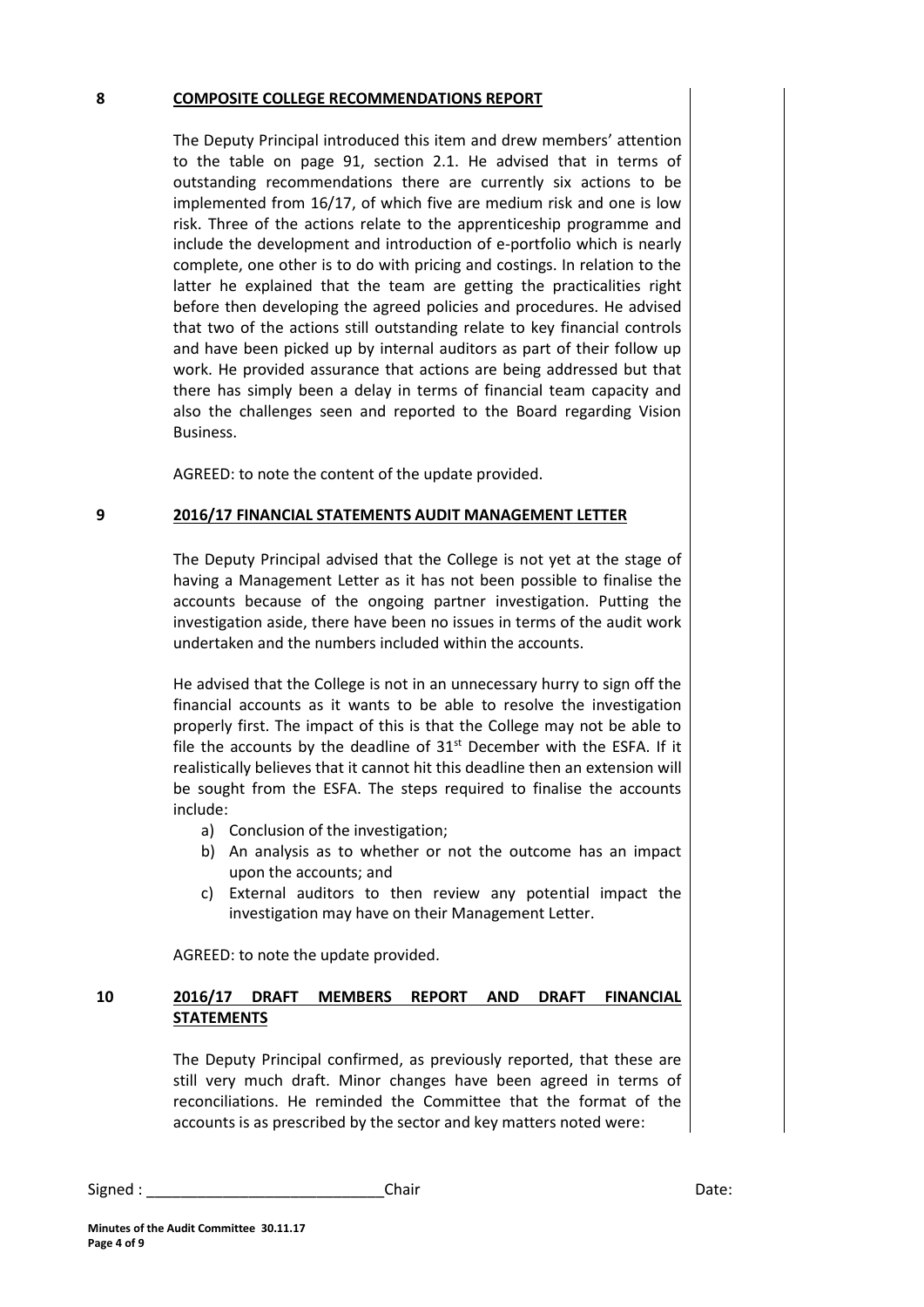## 8 COMPOSITE COLLEGE RECOMMENDATIONS REPORT

The Deputy Principal introduced this item and drew members' attention to the table on page 91, section 2.1. He advised that in terms of outstanding recommendations there are currently six actions to be implemented from 16/17, of which five are medium risk and one is low risk. Three of the actions relate to the apprenticeship programme and include the development and introduction of e-portfolio which is nearly complete, one other is to do with pricing and costings. In relation to the latter he explained that the team are getting the practicalities right before then developing the agreed policies and procedures. He advised that two of the actions still outstanding relate to key financial controls and have been picked up by internal auditors as part of their follow up work. He provided assurance that actions are being addressed but that there has simply been a delay in terms of financial team capacity and also the challenges seen and reported to the Board regarding Vision Business.

AGREED: to note the content of the update provided.

## 9 2016/17 FINANCIAL STATEMENTS AUDIT MANAGEMENT LETTER

The Deputy Principal advised that the College is not yet at the stage of having a Management Letter as it has not been possible to finalise the accounts because of the ongoing partner investigation. Putting the investigation aside, there have been no issues in terms of the audit work undertaken and the numbers included within the accounts.

He advised that the College is not in an unnecessary hurry to sign off the financial accounts as it wants to be able to resolve the investigation properly first. The impact of this is that the College may not be able to file the accounts by the deadline of 31st December with the ESFA. If it realistically believes that it cannot hit this deadline then an extension will be sought from the ESFA. The steps required to finalise the accounts include:

a) Conclusion of the investigation;
b) An analysis as to whether or not the outcome has an impact upon the accounts; and
c) External auditors to then review any potential impact the investigation may have on their Management Letter.

AGREED: to note the update provided.

## 10 2016/17 DRAFT MEMBERS REPORT AND DRAFT FINANCIAL STATEMENTS

The Deputy Principal confirmed, as previously reported, that these are still very much draft. Minor changes have been agreed in terms of reconciliations. He reminded the Committee that the format of the accounts is as prescribed by the sector and key matters noted were:

Signed : ____________________________Chair Date:

**Minutes of the Audit Committee 30.11.17**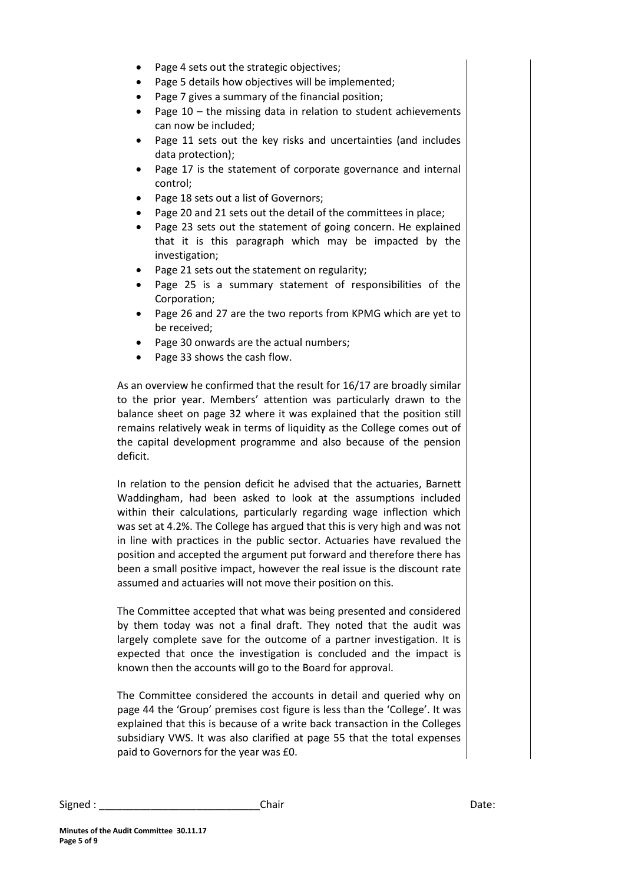- Page 4 sets out the strategic objectives;
- Page 5 details how objectives will be implemented;
- Page 7 gives a summary of the financial position;
- Page 10 – the missing data in relation to student achievements can now be included;
- Page 11 sets out the key risks and uncertainties (and includes data protection);
- Page 17 is the statement of corporate governance and internal control;
- Page 18 sets out a list of Governors;
- Page 20 and 21 sets out the detail of the committees in place;
- Page 23 sets out the statement of going concern. He explained that it is this paragraph which may be impacted by the investigation;
- Page 21 sets out the statement on regularity;
- Page 25 is a summary statement of responsibilities of the Corporation;
- Page 26 and 27 are the two reports from KPMG which are yet to be received;
- Page 30 onwards are the actual numbers;
- Page 33 shows the cash flow.

As an overview he confirmed that the result for 16/17 are broadly similar to the prior year. Members' attention was particularly drawn to the balance sheet on page 32 where it was explained that the position still remains relatively weak in terms of liquidity as the College comes out of the capital development programme and also because of the pension deficit.

In relation to the pension deficit he advised that the actuaries, Barnett Waddingham, had been asked to look at the assumptions included within their calculations, particularly regarding wage inflection which was set at 4.2%. The College has argued that this is very high and was not in line with practices in the public sector. Actuaries have revalued the position and accepted the argument put forward and therefore there has been a small positive impact, however the real issue is the discount rate assumed and actuaries will not move their position on this.

The Committee accepted that what was being presented and considered by them today was not a final draft. They noted that the audit was largely complete save for the outcome of a partner investigation. It is expected that once the investigation is concluded and the impact is known then the accounts will go to the Board for approval.

The Committee considered the accounts in detail and queried why on page 44 the 'Group' premises cost figure is less than the 'College'. It was explained that this is because of a write back transaction in the Colleges subsidiary VWS. It was also clarified at page 55 that the total expenses paid to Governors for the year was £0.

Signed : ___________________________Chair Date: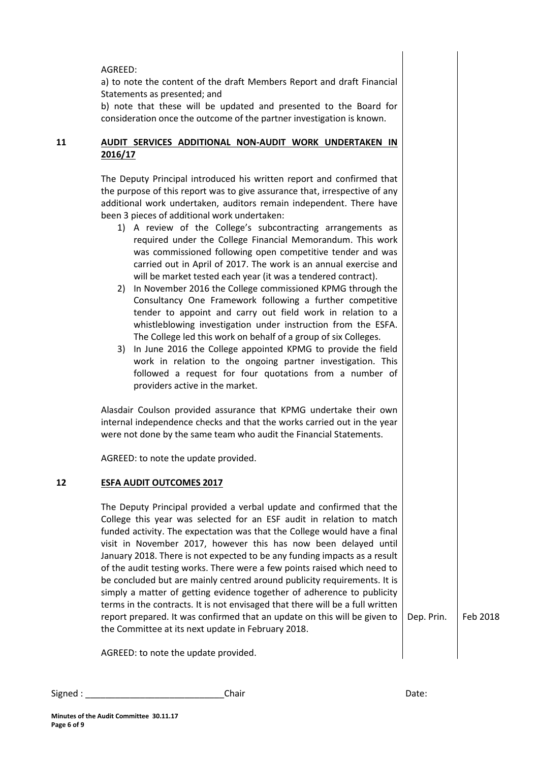AGREED:
a) to note the content of the draft Members Report and draft Financial Statements as presented; and
b) note that these will be updated and presented to the Board for consideration once the outcome of the partner investigation is known.

## 11 AUDIT SERVICES ADDITIONAL NON-AUDIT WORK UNDERTAKEN IN 2016/17

The Deputy Principal introduced his written report and confirmed that the purpose of this report was to give assurance that, irrespective of any additional work undertaken, auditors remain independent. There have been 3 pieces of additional work undertaken:

1) A review of the College's subcontracting arrangements as required under the College Financial Memorandum. This work was commissioned following open competitive tender and was carried out in April of 2017. The work is an annual exercise and will be market tested each year (it was a tendered contract).
2) In November 2016 the College commissioned KPMG through the Consultancy One Framework following a further competitive tender to appoint and carry out field work in relation to a whistleblowing investigation under instruction from the ESFA. The College led this work on behalf of a group of six Colleges.
3) In June 2016 the College appointed KPMG to provide the field work in relation to the ongoing partner investigation. This followed a request for four quotations from a number of providers active in the market.

Alasdair Coulson provided assurance that KPMG undertake their own internal independence checks and that the works carried out in the year were not done by the same team who audit the Financial Statements.

AGREED: to note the update provided.

## 12 ESFA AUDIT OUTCOMES 2017

The Deputy Principal provided a verbal update and confirmed that the College this year was selected for an ESF audit in relation to match funded activity. The expectation was that the College would have a final visit in November 2017, however this has now been delayed until January 2018. There is not expected to be any funding impacts as a result of the audit testing works. There were a few points raised which need to be concluded but are mainly centred around publicity requirements. It is simply a matter of getting evidence together of adherence to publicity terms in the contracts. It is not envisaged that there will be a full written report prepared. It was confirmed that an update on this will be given to the Committee at its next update in February 2018. — Dep. Prin. — Feb 2018

AGREED: to note the update provided.

Signed : ____________________________Chair Date:

**Minutes of the Audit Committee 30.11.17**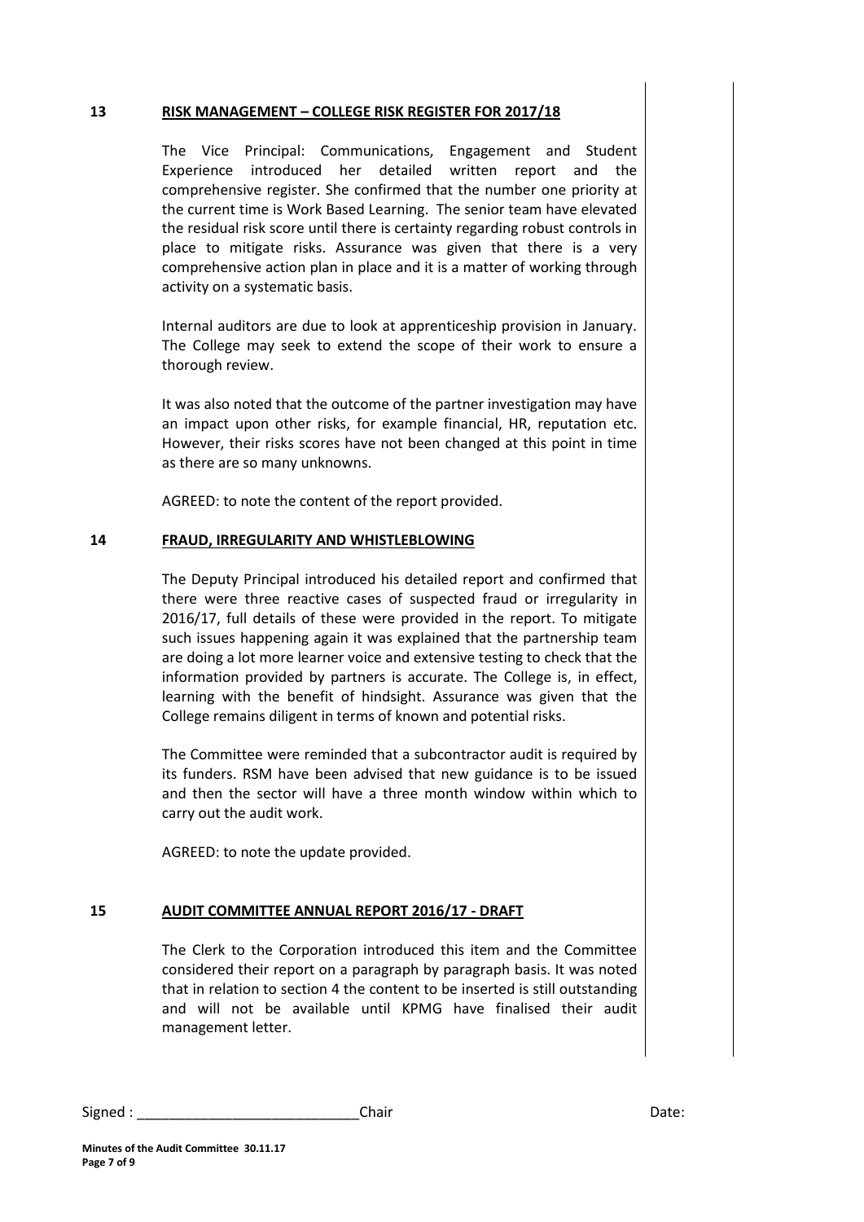## 13 RISK MANAGEMENT – COLLEGE RISK REGISTER FOR 2017/18

The Vice Principal: Communications, Engagement and Student Experience introduced her detailed written report and the comprehensive register. She confirmed that the number one priority at the current time is Work Based Learning. The senior team have elevated the residual risk score until there is certainty regarding robust controls in place to mitigate risks. Assurance was given that there is a very comprehensive action plan in place and it is a matter of working through activity on a systematic basis.

Internal auditors are due to look at apprenticeship provision in January. The College may seek to extend the scope of their work to ensure a thorough review.

It was also noted that the outcome of the partner investigation may have an impact upon other risks, for example financial, HR, reputation etc. However, their risks scores have not been changed at this point in time as there are so many unknowns.

AGREED: to note the content of the report provided.

## 14 FRAUD, IRREGULARITY AND WHISTLEBLOWING

The Deputy Principal introduced his detailed report and confirmed that there were three reactive cases of suspected fraud or irregularity in 2016/17, full details of these were provided in the report. To mitigate such issues happening again it was explained that the partnership team are doing a lot more learner voice and extensive testing to check that the information provided by partners is accurate. The College is, in effect, learning with the benefit of hindsight. Assurance was given that the College remains diligent in terms of known and potential risks.

The Committee were reminded that a subcontractor audit is required by its funders. RSM have been advised that new guidance is to be issued and then the sector will have a three month window within which to carry out the audit work.

AGREED: to note the update provided.

## 15 AUDIT COMMITTEE ANNUAL REPORT 2016/17 - DRAFT

The Clerk to the Corporation introduced this item and the Committee considered their report on a paragraph by paragraph basis. It was noted that in relation to section 4 the content to be inserted is still outstanding and will not be available until KPMG have finalised their audit management letter.

Signed : ____________________________Chair Date: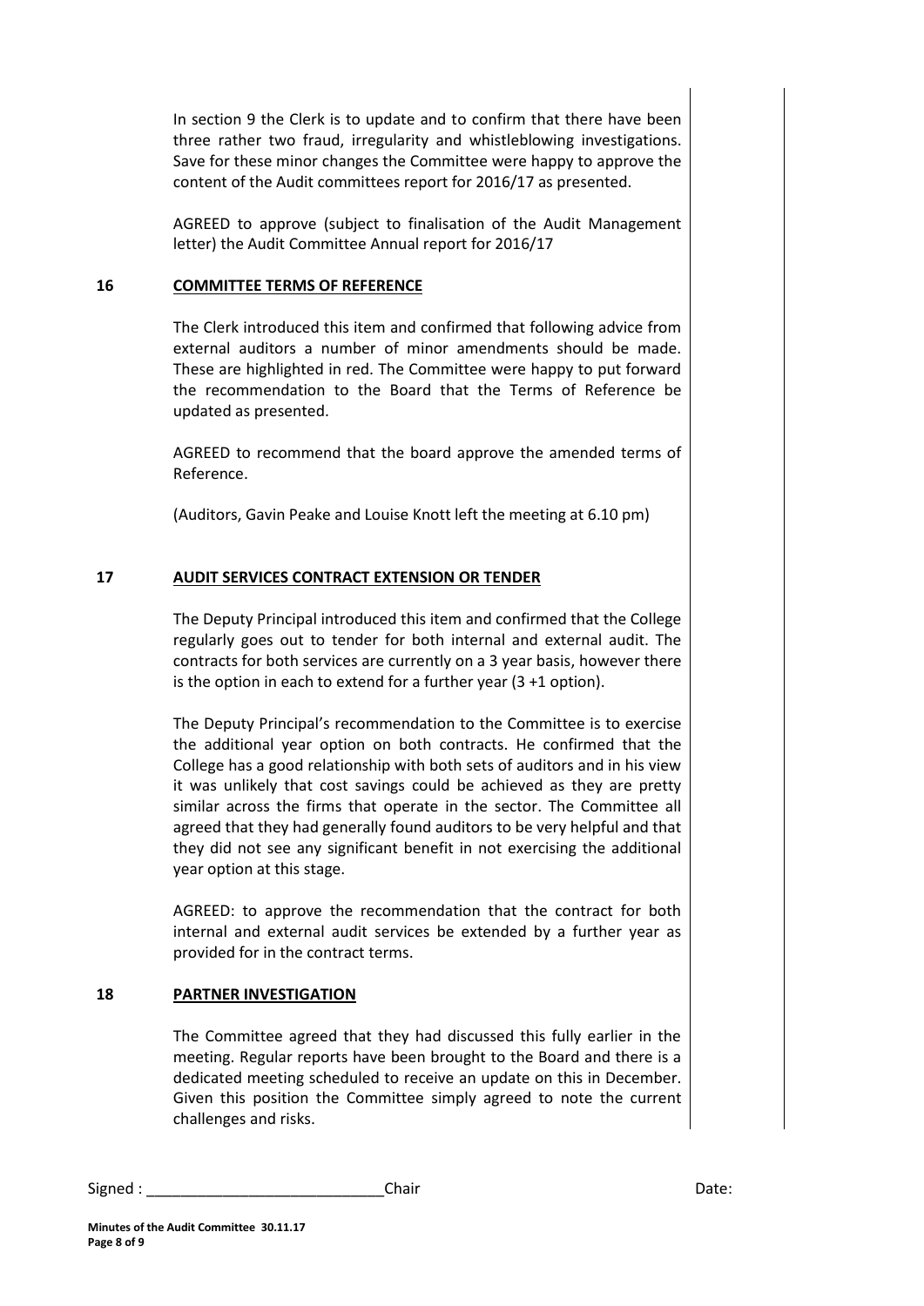In section 9 the Clerk is to update and to confirm that there have been three rather two fraud, irregularity and whistleblowing investigations. Save for these minor changes the Committee were happy to approve the content of the Audit committees report for 2016/17 as presented.

AGREED to approve (subject to finalisation of the Audit Management letter) the Audit Committee Annual report for 2016/17

## 16 COMMITTEE TERMS OF REFERENCE

The Clerk introduced this item and confirmed that following advice from external auditors a number of minor amendments should be made. These are highlighted in red. The Committee were happy to put forward the recommendation to the Board that the Terms of Reference be updated as presented.

AGREED to recommend that the board approve the amended terms of Reference.

(Auditors, Gavin Peake and Louise Knott left the meeting at 6.10 pm)

## 17 AUDIT SERVICES CONTRACT EXTENSION OR TENDER

The Deputy Principal introduced this item and confirmed that the College regularly goes out to tender for both internal and external audit. The contracts for both services are currently on a 3 year basis, however there is the option in each to extend for a further year (3 +1 option).

The Deputy Principal's recommendation to the Committee is to exercise the additional year option on both contracts. He confirmed that the College has a good relationship with both sets of auditors and in his view it was unlikely that cost savings could be achieved as they are pretty similar across the firms that operate in the sector. The Committee all agreed that they had generally found auditors to be very helpful and that they did not see any significant benefit in not exercising the additional year option at this stage.

AGREED: to approve the recommendation that the contract for both internal and external audit services be extended by a further year as provided for in the contract terms.

## 18 PARTNER INVESTIGATION

The Committee agreed that they had discussed this fully earlier in the meeting. Regular reports have been brought to the Board and there is a dedicated meeting scheduled to receive an update on this in December. Given this position the Committee simply agreed to note the current challenges and risks.

Signed : ____________________________Chair Date: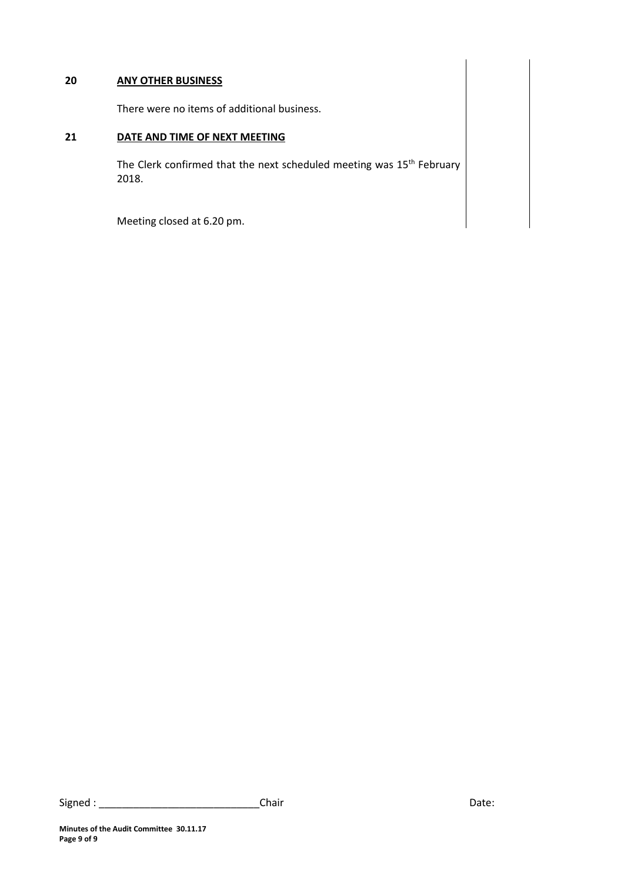**20 ANY OTHER BUSINESS**

There were no items of additional business.

**21 DATE AND TIME OF NEXT MEETING**

The Clerk confirmed that the next scheduled meeting was 15th February 2018.

Meeting closed at 6.20 pm.

Signed : ____________________________Chair Date: